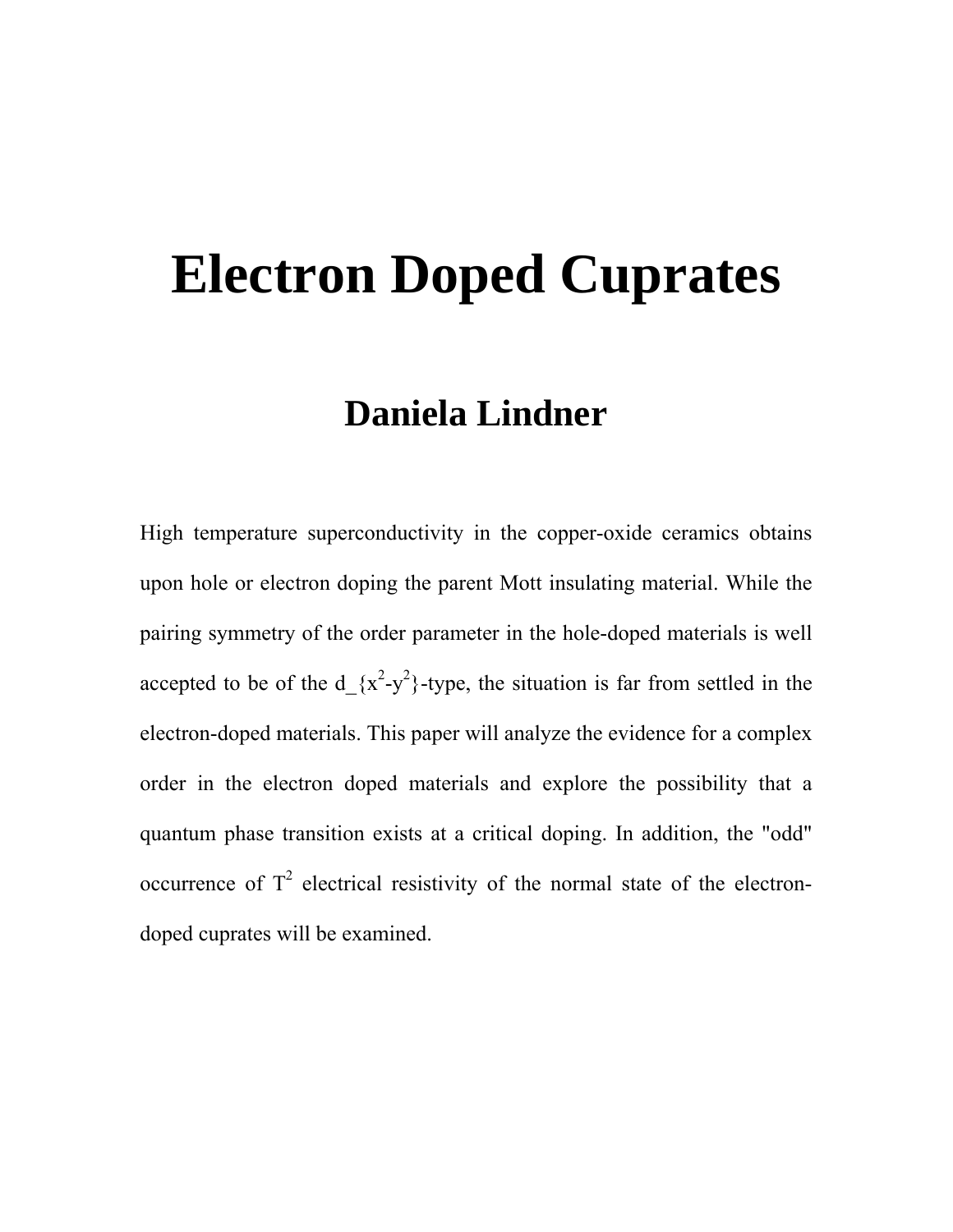# Electron Doped Cuprates

## Daniela Lindner

High temperature superconductivity in the copper-oxide ceramics obtains upon hole or electron doping the parent Mott insulating material. While the pairing symmetry of the order parameter in the hole-doped materials is well accepted to be of the $d_{x^2-y^2}$-type, the situation is far from settled in the electron-doped materials. This paper will analyze the evidence for a complex order in the electron doped materials and explore the possibility that a quantum phase transition exists at a critical doping. In addition, the "odd" occurrence of $T^2$ electrical resistivity of the normal state of the electron-doped cuprates will be examined.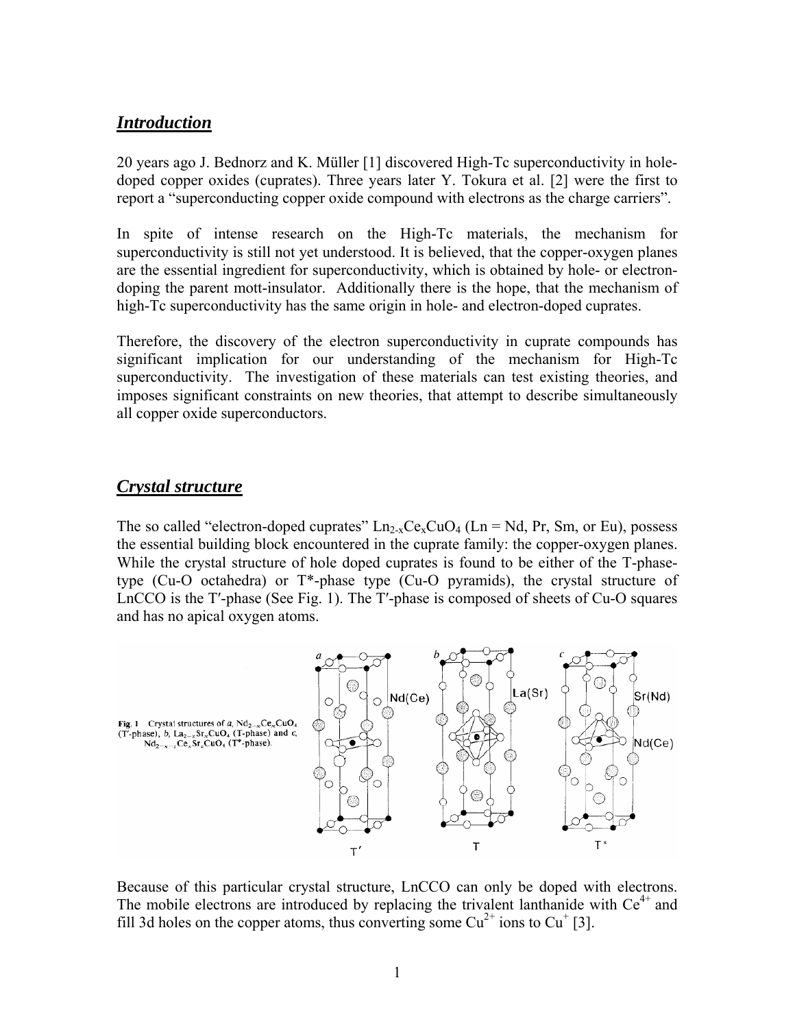## *Introduction*

20 years ago J. Bednorz and K. Müller [1] discovered High-Tc superconductivity in hole-doped copper oxides (cuprates). Three years later Y. Tokura et al. [2] were the first to report a "superconducting copper oxide compound with electrons as the charge carriers".

In spite of intense research on the High-Tc materials, the mechanism for superconductivity is still not yet understood. It is believed, that the copper-oxygen planes are the essential ingredient for superconductivity, which is obtained by hole- or electron-doping the parent mott-insulator. Additionally there is the hope, that the mechanism of high-Tc superconductivity has the same origin in hole- and electron-doped cuprates.

Therefore, the discovery of the electron superconductivity in cuprate compounds has significant implication for our understanding of the mechanism for High-Tc superconductivity. The investigation of these materials can test existing theories, and imposes significant constraints on new theories, that attempt to describe simultaneously all copper oxide superconductors.

## *Crystal structure*

The so called "electron-doped cuprates" $Ln_{2-x}Ce_xCuO_4$ (Ln = Nd, Pr, Sm, or Eu), possess the essential building block encountered in the cuprate family: the copper-oxygen planes. While the crystal structure of hole doped cuprates is found to be either of the T-phase-type (Cu-O octahedra) or T\*-phase type (Cu-O pyramids), the crystal structure of LnCCO is the T′-phase (See Fig. 1). The T′-phase is composed of sheets of Cu-O squares and has no apical oxygen atoms.

**Fig. 1** Crystal structures of *a*, $Nd_{2-x}Ce_xCuO_4$ (T′-phase), *b*, $La_{2-x}Sr_xCuO_4$ (T-phase) and *c*, $Nd_{2-x-z}Ce_xSr_zCuO_4$ (T\*-phase).

Because of this particular crystal structure, LnCCO can only be doped with electrons. The mobile electrons are introduced by replacing the trivalent lanthanide with $Ce^{4+}$ and fill 3d holes on the copper atoms, thus converting some $Cu^{2+}$ ions to $Cu^{+}$ [3].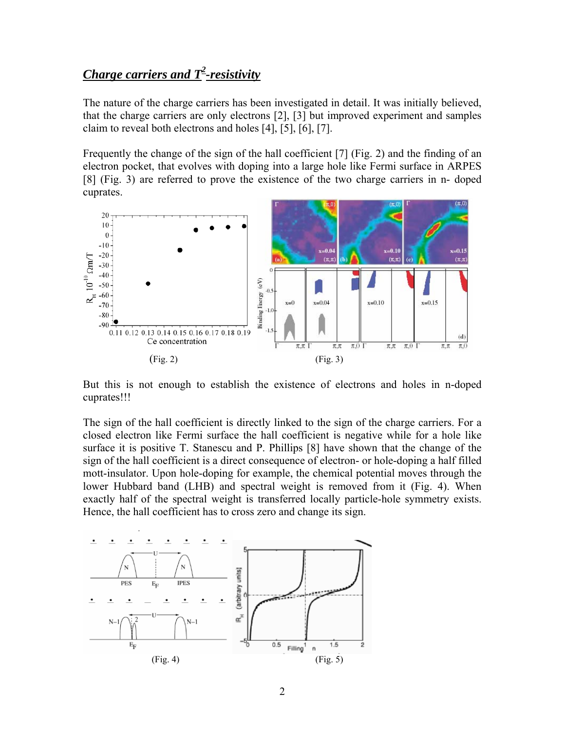## ***Charge carriers and $T^2$-resistivity***

The nature of the charge carriers has been investigated in detail. It was initially believed, that the charge carriers are only electrons [2], [3] but improved experiment and samples claim to reveal both electrons and holes [4], [5], [6], [7].

Frequently the change of the sign of the hall coefficient [7] (Fig. 2) and the finding of an electron pocket, that evolves with doping into a large hole like Fermi surface in ARPES [8] (Fig. 3) are referred to prove the existence of the two charge carriers in n- doped cuprates.

(Fig. 2)

(Fig. 3)

But this is not enough to establish the existence of electrons and holes in n-doped cuprates!!!

The sign of the hall coefficient is directly linked to the sign of the charge carriers. For a closed electron like Fermi surface the hall coefficient is negative while for a hole like surface it is positive T. Stanescu and P. Phillips [8] have shown that the change of the sign of the hall coefficient is a direct consequence of electron- or hole-doping a half filled mott-insulator. Upon hole-doping for example, the chemical potential moves through the lower Hubbard band (LHB) and spectral weight is removed from it (Fig. 4). When exactly half of the spectral weight is transferred locally particle-hole symmetry exists. Hence, the hall coefficient has to cross zero and change its sign.

(Fig. 4)

(Fig. 5)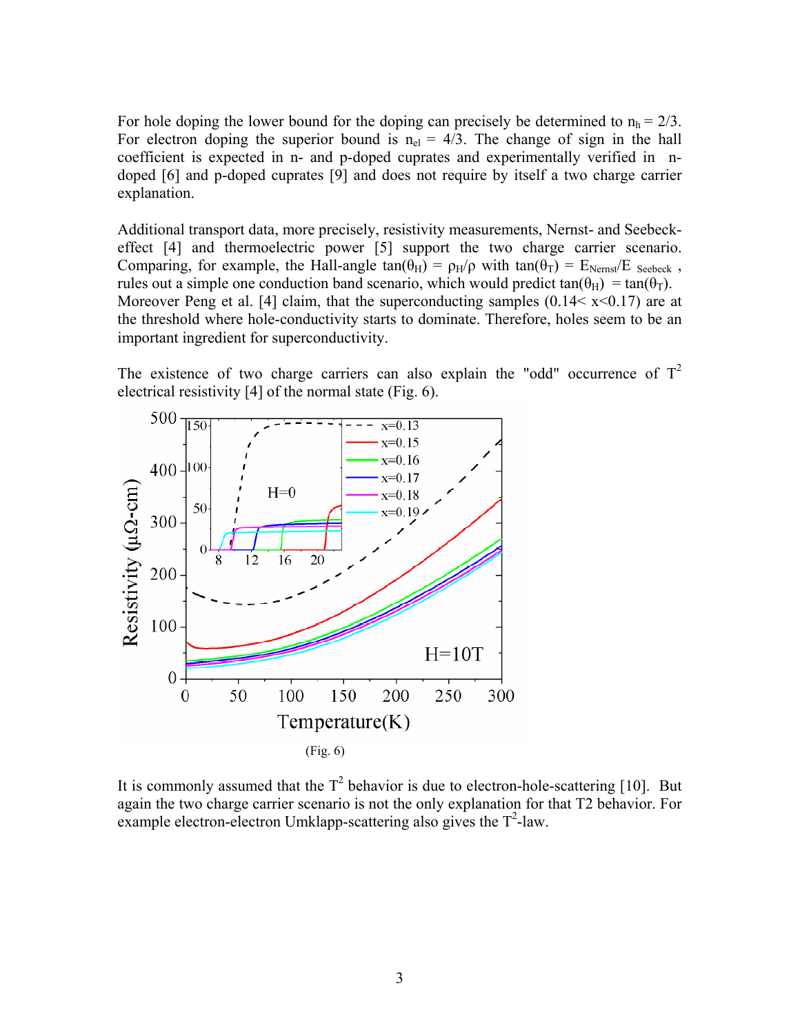For hole doping the lower bound for the doping can precisely be determined to $n_h = 2/3$. For electron doping the superior bound is $n_{el} = 4/3$. The change of sign in the hall coefficient is expected in n- and p-doped cuprates and experimentally verified in n-doped [6] and p-doped cuprates [9] and does not require by itself a two charge carrier explanation.

Additional transport data, more precisely, resistivity measurements, Nernst- and Seebeck-effect [4] and thermoelectric power [5] support the two charge carrier scenario. Comparing, for example, the Hall-angle $\tan(\theta_H) = \rho_H/\rho$ with $\tan(\theta_T) = E_{Nernst}/E_{Seebeck}$, rules out a simple one conduction band scenario, which would predict $\tan(\theta_H) = \tan(\theta_T)$. Moreover Peng et al. [4] claim, that the superconducting samples ($0.14< x<0.17$) are at the threshold where hole-conductivity starts to dominate. Therefore, holes seem to be an important ingredient for superconductivity.

The existence of two charge carriers can also explain the "odd" occurrence of $T^2$ electrical resistivity [4] of the normal state (Fig. 6).

(Fig. 6)

It is commonly assumed that the $T^2$ behavior is due to electron-hole-scattering [10]. But again the two charge carrier scenario is not the only explanation for that T2 behavior. For example electron-electron Umklapp-scattering also gives the $T^2$-law.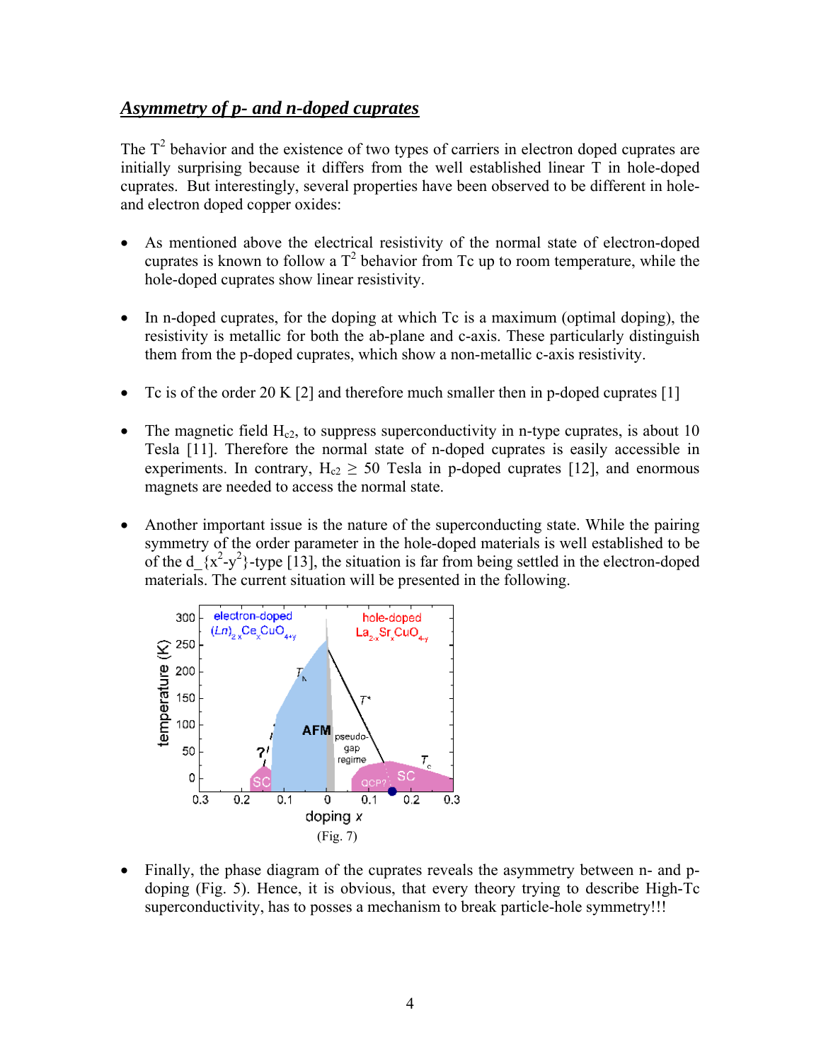## *Asymmetry of p- and n-doped cuprates*

The $T^2$ behavior and the existence of two types of carriers in electron doped cuprates are initially surprising because it differs from the well established linear T in hole-doped cuprates. But interestingly, several properties have been observed to be different in hole- and electron doped copper oxides:

- As mentioned above the electrical resistivity of the normal state of electron-doped cuprates is known to follow a $T^2$ behavior from Tc up to room temperature, while the hole-doped cuprates show linear resistivity.

- In n-doped cuprates, for the doping at which Tc is a maximum (optimal doping), the resistivity is metallic for both the ab-plane and c-axis. These particularly distinguish them from the p-doped cuprates, which show a non-metallic c-axis resistivity.

- Tc is of the order 20 K [2] and therefore much smaller then in p-doped cuprates [1]

- The magnetic field $H_{c2}$, to suppress superconductivity in n-type cuprates, is about 10 Tesla [11]. Therefore the normal state of n-doped cuprates is easily accessible in experiments. In contrary, $H_{c2} \geq 50$ Tesla in p-doped cuprates [12], and enormous magnets are needed to access the normal state.

- Another important issue is the nature of the superconducting state. While the pairing symmetry of the order parameter in the hole-doped materials is well established to be of the d_{$x^2$-$y^2$}-type [13], the situation is far from being settled in the electron-doped materials. The current situation will be presented in the following.

(Fig. 7)

- Finally, the phase diagram of the cuprates reveals the asymmetry between n- and p-doping (Fig. 5). Hence, it is obvious, that every theory trying to describe High-Tc superconductivity, has to posses a mechanism to break particle-hole symmetry!!!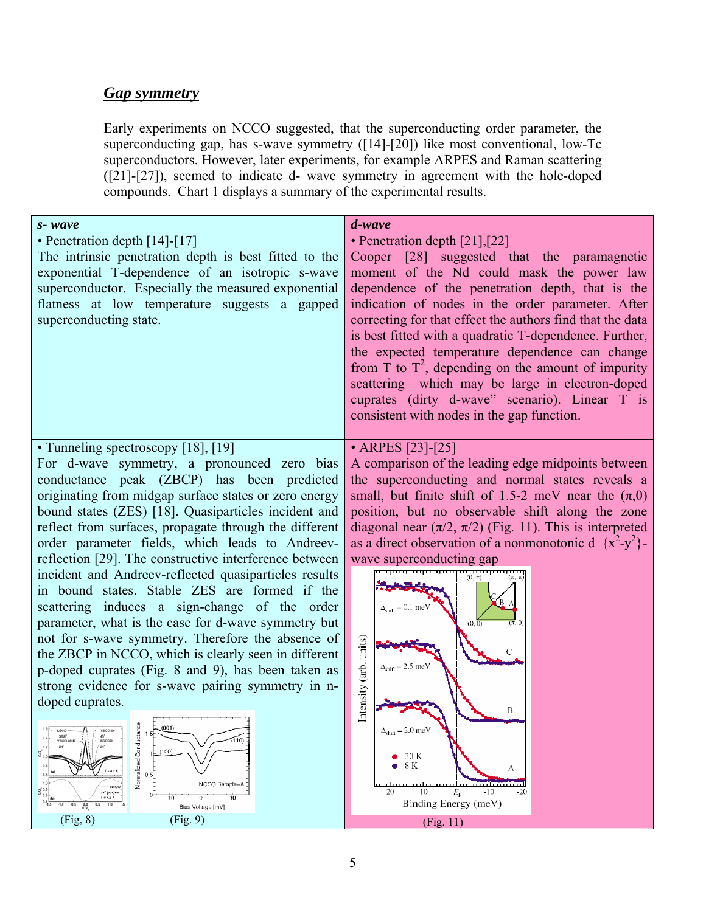## *Gap symmetry*

Early experiments on NCCO suggested, that the superconducting order parameter, the superconducting gap, has s-wave symmetry ([14]-[20]) like most conventional, low-Tc superconductors. However, later experiments, for example ARPES and Raman scattering ([21]-[27]), seemed to indicate d- wave symmetry in agreement with the hole-doped compounds. Chart 1 displays a summary of the experimental results.

| ***s- wave*** | ***d-wave*** |
|---|---|
| • Penetration depth [14]-[17]<br>The intrinsic penetration depth is best fitted to the exponential T-dependence of an isotropic s-wave superconductor. Especially the measured exponential flatness at low temperature suggests a gapped superconducting state. | • Penetration depth [21],[22]<br>Cooper [28] suggested that the paramagnetic moment of the Nd could mask the power law dependence of the penetration depth, that is the indication of nodes in the order parameter. After correcting for that effect the authors find that the data is best fitted with a quadratic T-dependence. Further, the expected temperature dependence can change from T to $T^2$, depending on the amount of impurity scattering which may be large in electron-doped cuprates (dirty d-wave" scenario). Linear T is consistent with nodes in the gap function. |
| • Tunneling spectroscopy [18], [19]<br>For d-wave symmetry, a pronounced zero bias conductance peak (ZBCP) has been predicted originating from midgap surface states or zero energy bound states (ZES) [18]. Quasiparticles incident and reflect from surfaces, propagate through the different order parameter fields, which leads to Andreev-reflection [29]. The constructive interference between incident and Andreev-reflected quasiparticles results in bound states. Stable ZES are formed if the scattering induces a sign-change of the order parameter, what is the case for d-wave symmetry but not for s-wave symmetry. Therefore the absence of the ZBCP in NCCO, which is clearly seen in different p-doped cuprates (Fig. 8 and 9), has been taken as strong evidence for s-wave pairing symmetry in n-doped cuprates.<br>(Fig, 8) (Fig. 9) | • ARPES [23]-[25]<br>A comparison of the leading edge midpoints between the superconducting and normal states reveals a small, but finite shift of 1.5-2 meV near the $(\pi,0)$ position, but no observable shift along the zone diagonal near $(\pi/2, \pi/2)$ (Fig. 11). This is interpreted as a direct observation of a nonmonotonic $d_{x^2-y^2}$-wave superconducting gap<br>(Fig. 11) |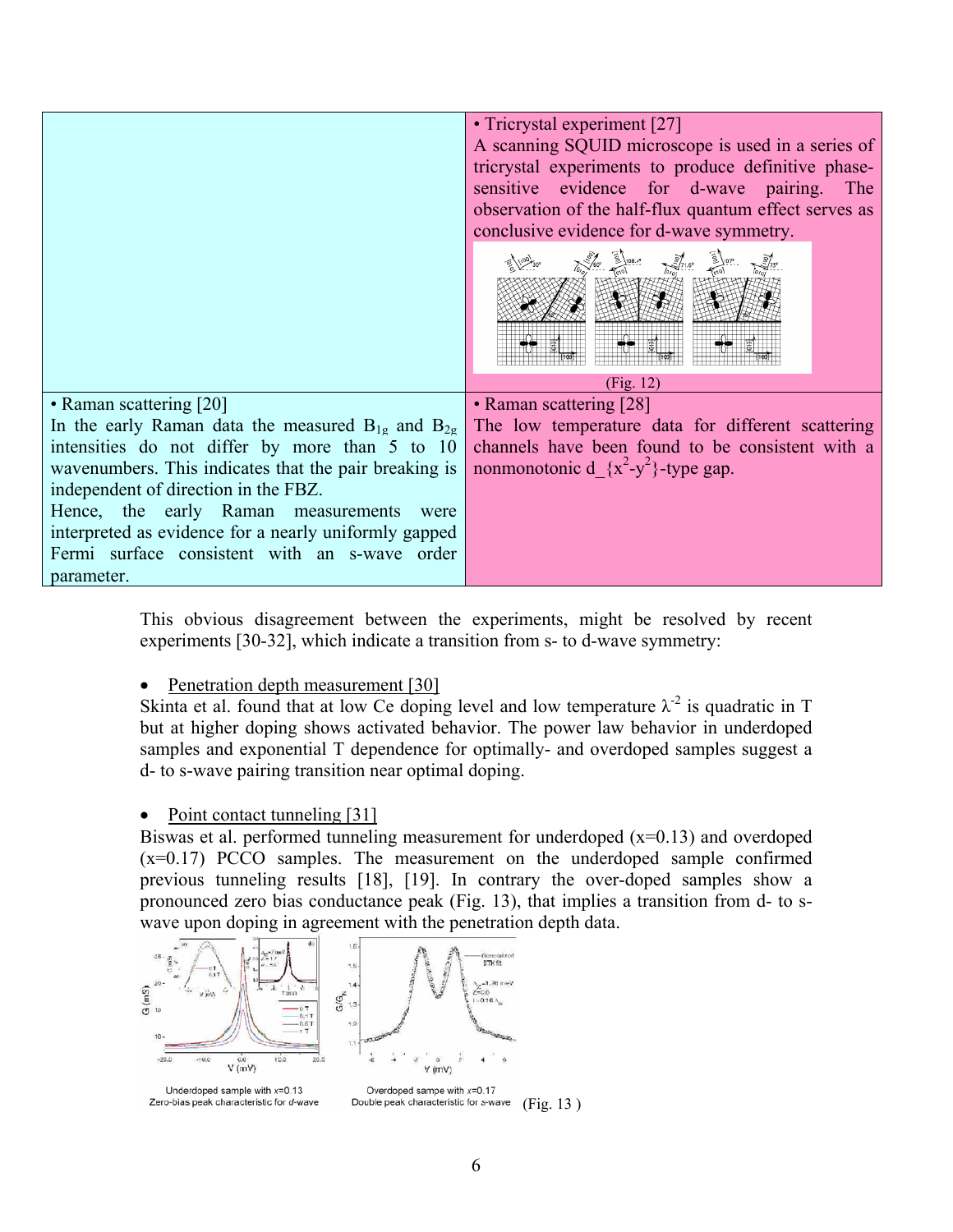| | |
|---|---|
| | • Tricrystal experiment [27]<br>A scanning SQUID microscope is used in a series of tricrystal experiments to produce definitive phase-sensitive evidence for d-wave pairing. The observation of the half-flux quantum effect serves as conclusive evidence for d-wave symmetry.<br>(Fig. 12) |
| • Raman scattering [20]<br>In the early Raman data the measured $B_{1g}$ and $B_{2g}$ intensities do not differ by more than 5 to 10 wavenumbers. This indicates that the pair breaking is independent of direction in the FBZ.<br>Hence, the early Raman measurements were interpreted as evidence for a nearly uniformly gapped Fermi surface consistent with an s-wave order parameter. | • Raman scattering [28]<br>The low temperature data for different scattering channels have been found to be consistent with a nonmonotonic d_{$x^2$-$y^2$}-type gap. |

This obvious disagreement between the experiments, might be resolved by recent experiments [30-32], which indicate a transition from s- to d-wave symmetry:

- Penetration depth measurement [30]

Skinta et al. found that at low Ce doping level and low temperature $\lambda^{-2}$ is quadratic in T but at higher doping shows activated behavior. The power law behavior in underdoped samples and exponential T dependence for optimally- and overdoped samples suggest a d- to s-wave pairing transition near optimal doping.

- Point contact tunneling [31]

Biswas et al. performed tunneling measurement for underdoped (x=0.13) and overdoped (x=0.17) PCCO samples. The measurement on the underdoped sample confirmed previous tunneling results [18], [19]. In contrary the over-doped samples show a pronounced zero bias conductance peak (Fig. 13), that implies a transition from d- to s-wave upon doping in agreement with the penetration depth data.

Underdoped sample with x=0.13
Zero-bias peak characteristic for d-wave

Overdoped sample with x=0.17
Double peak characteristic for s-wave

(Fig. 13)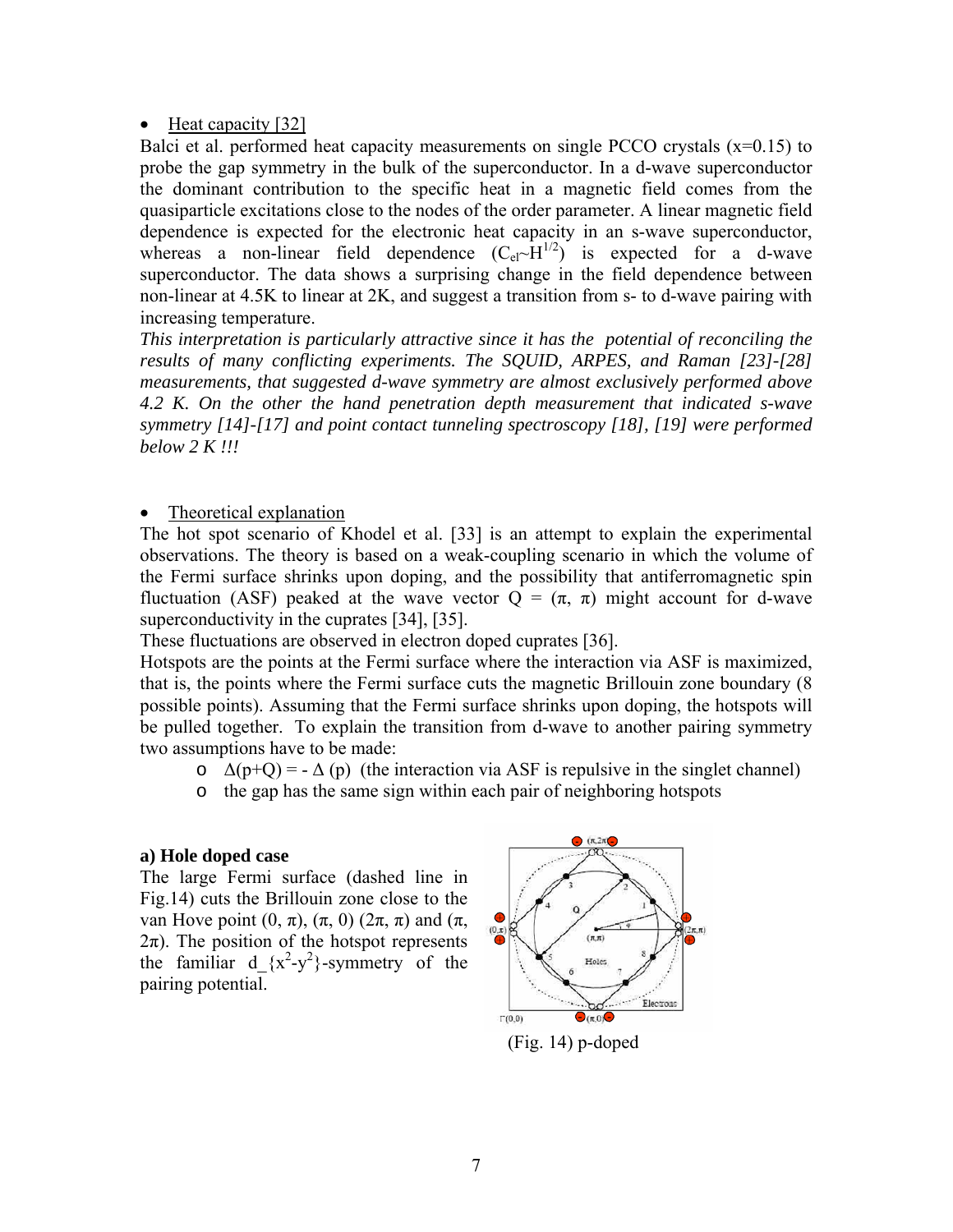- Heat capacity [32]

Balci et al. performed heat capacity measurements on single PCCO crystals (x=0.15) to probe the gap symmetry in the bulk of the superconductor. In a d-wave superconductor the dominant contribution to the specific heat in a magnetic field comes from the quasiparticle excitations close to the nodes of the order parameter. A linear magnetic field dependence is expected for the electronic heat capacity in an s-wave superconductor, whereas a non-linear field dependence ($C_{el}$~$H^{1/2}$) is expected for a d-wave superconductor. The data shows a surprising change in the field dependence between non-linear at 4.5K to linear at 2K, and suggest a transition from s- to d-wave pairing with increasing temperature.

*This interpretation is particularly attractive since it has the potential of reconciling the results of many conflicting experiments. The SQUID, ARPES, and Raman [23]-[28] measurements, that suggested d-wave symmetry are almost exclusively performed above 4.2 K. On the other the hand penetration depth measurement that indicated s-wave symmetry [14]-[17] and point contact tunneling spectroscopy [18], [19] were performed below 2 K !!!*

- Theoretical explanation

The hot spot scenario of Khodel et al. [33] is an attempt to explain the experimental observations. The theory is based on a weak-coupling scenario in which the volume of the Fermi surface shrinks upon doping, and the possibility that antiferromagnetic spin fluctuation (ASF) peaked at the wave vector Q = (π, π) might account for d-wave superconductivity in the cuprates [34], [35].

These fluctuations are observed in electron doped cuprates [36].

Hotspots are the points at the Fermi surface where the interaction via ASF is maximized, that is, the points where the Fermi surface cuts the magnetic Brillouin zone boundary (8 possible points). Assuming that the Fermi surface shrinks upon doping, the hotspots will be pulled together. To explain the transition from d-wave to another pairing symmetry two assumptions have to be made:

- $\Delta(p+Q) = -\Delta(p)$ (the interaction via ASF is repulsive in the singlet channel)
- the gap has the same sign within each pair of neighboring hotspots

**a) Hole doped case**

The large Fermi surface (dashed line in Fig.14) cuts the Brillouin zone close to the van Hove point (0, π), (π, 0) (2π, π) and (π, 2π). The position of the hotspot represents the familiar $d_{x^2-y^2}$-symmetry of the pairing potential.

(Fig. 14) p-doped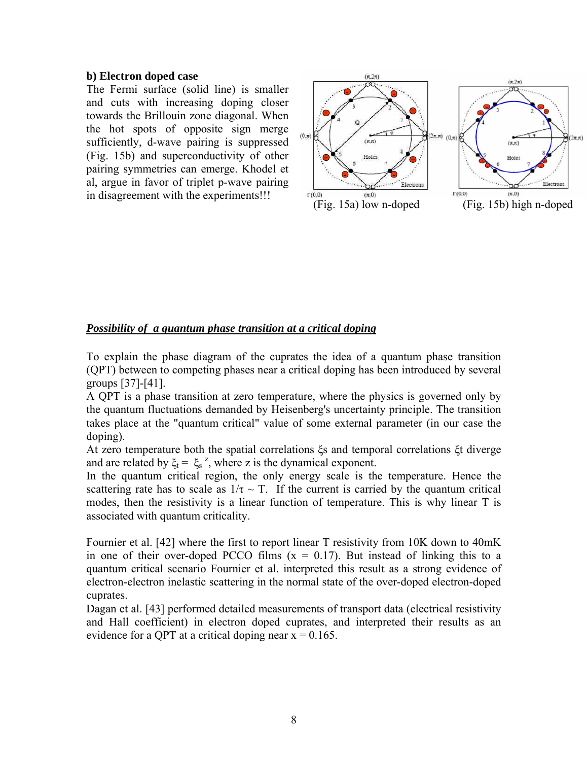**b) Electron doped case**

The Fermi surface (solid line) is smaller and cuts with increasing doping closer towards the Brillouin zone diagonal. When the hot spots of opposite sign merge sufficiently, d-wave pairing is suppressed (Fig. 15b) and superconductivity of other pairing symmetries can emerge. Khodel et al, argue in favor of triplet p-wave pairing in disagreement with the experiments!!!

(Fig. 15a) low n-doped (Fig. 15b) high n-doped

***Possibility of a quantum phase transition at a critical doping***

To explain the phase diagram of the cuprates the idea of a quantum phase transition (QPT) between to competing phases near a critical doping has been introduced by several groups [37]-[41].

A QPT is a phase transition at zero temperature, where the physics is governed only by the quantum fluctuations demanded by Heisenberg's uncertainty principle. The transition takes place at the "quantum critical" value of some external parameter (in our case the doping).

At zero temperature both the spatial correlations $\xi s$ and temporal correlations $\xi t$ diverge and are related by $\xi_t = \xi_s^{\ z}$, where z is the dynamical exponent.

In the quantum critical region, the only energy scale is the temperature. Hence the scattering rate has to scale as $1/\tau \sim T$. If the current is carried by the quantum critical modes, then the resistivity is a linear function of temperature. This is why linear T is associated with quantum criticality.

Fournier et al. [42] where the first to report linear T resistivity from 10K down to 40mK in one of their over-doped PCCO films (x = 0.17). But instead of linking this to a quantum critical scenario Fournier et al. interpreted this result as a strong evidence of electron-electron inelastic scattering in the normal state of the over-doped electron-doped cuprates.

Dagan et al. [43] performed detailed measurements of transport data (electrical resistivity and Hall coefficient) in electron doped cuprates, and interpreted their results as an evidence for a QPT at a critical doping near x = 0.165.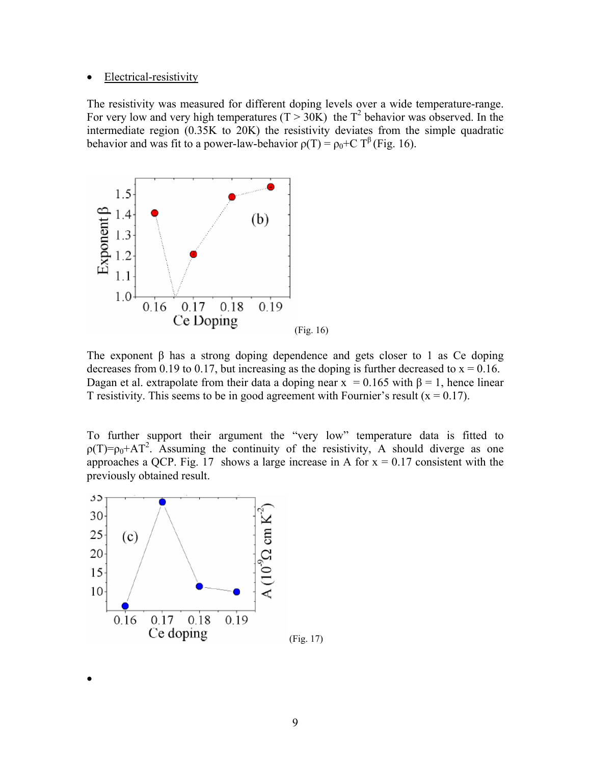- Electrical-resistivity

The resistivity was measured for different doping levels over a wide temperature-range. For very low and very high temperatures ($T > 30K$) the $T^2$ behavior was observed. In the intermediate region (0.35K to 20K) the resistivity deviates from the simple quadratic behavior and was fit to a power-law-behavior $\rho(T) = \rho_0 + C\,T^{\beta}$ (Fig. 16).

(Fig. 16)

The exponent β has a strong doping dependence and gets closer to 1 as Ce doping decreases from 0.19 to 0.17, but increasing as the doping is further decreased to x = 0.16. Dagan et al. extrapolate from their data a doping near x = 0.165 with β = 1, hence linear T resistivity. This seems to be in good agreement with Fournier's result (x = 0.17).

To further support their argument the "very low" temperature data is fitted to $\rho(T)=\rho_0+AT^2$. Assuming the continuity of the resistivity, A should diverge as one approaches a QCP. Fig. 17 shows a large increase in A for x = 0.17 consistent with the previously obtained result.

(Fig. 17)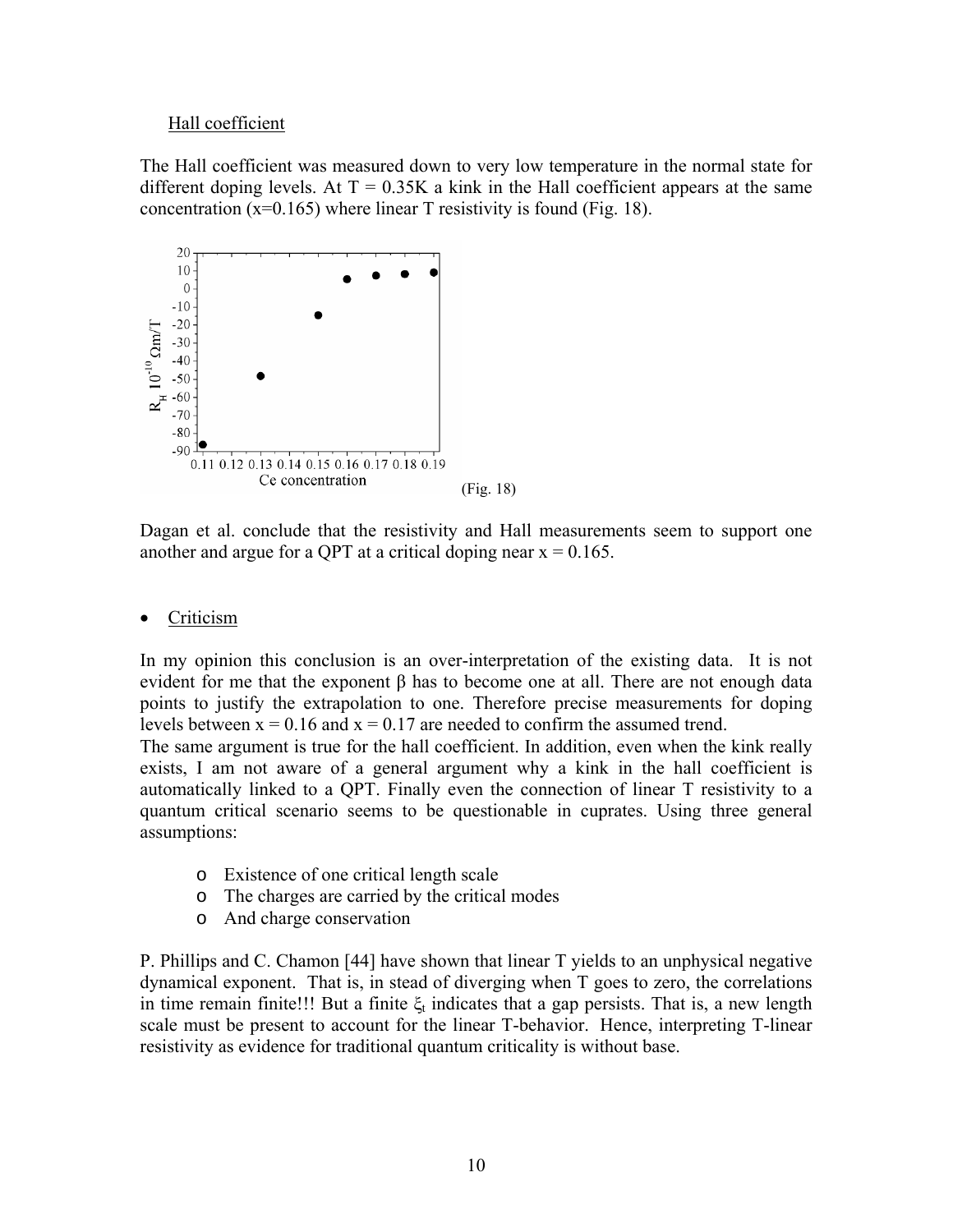Hall coefficient

The Hall coefficient was measured down to very low temperature in the normal state for different doping levels. At T = 0.35K a kink in the Hall coefficient appears at the same concentration (x=0.165) where linear T resistivity is found (Fig. 18).

(Fig. 18)

Dagan et al. conclude that the resistivity and Hall measurements seem to support one another and argue for a QPT at a critical doping near x = 0.165.

- Criticism

In my opinion this conclusion is an over-interpretation of the existing data. It is not evident for me that the exponent $\beta$ has to become one at all. There are not enough data points to justify the extrapolation to one. Therefore precise measurements for doping levels between x = 0.16 and x = 0.17 are needed to confirm the assumed trend.
The same argument is true for the hall coefficient. In addition, even when the kink really exists, I am not aware of a general argument why a kink in the hall coefficient is automatically linked to a QPT. Finally even the connection of linear T resistivity to a quantum critical scenario seems to be questionable in cuprates. Using three general assumptions:

- Existence of one critical length scale
- The charges are carried by the critical modes
- And charge conservation

P. Phillips and C. Chamon [44] have shown that linear T yields to an unphysical negative dynamical exponent. That is, in stead of diverging when T goes to zero, the correlations in time remain finite!!! But a finite $\xi_t$ indicates that a gap persists. That is, a new length scale must be present to account for the linear T-behavior. Hence, interpreting T-linear resistivity as evidence for traditional quantum criticality is without base.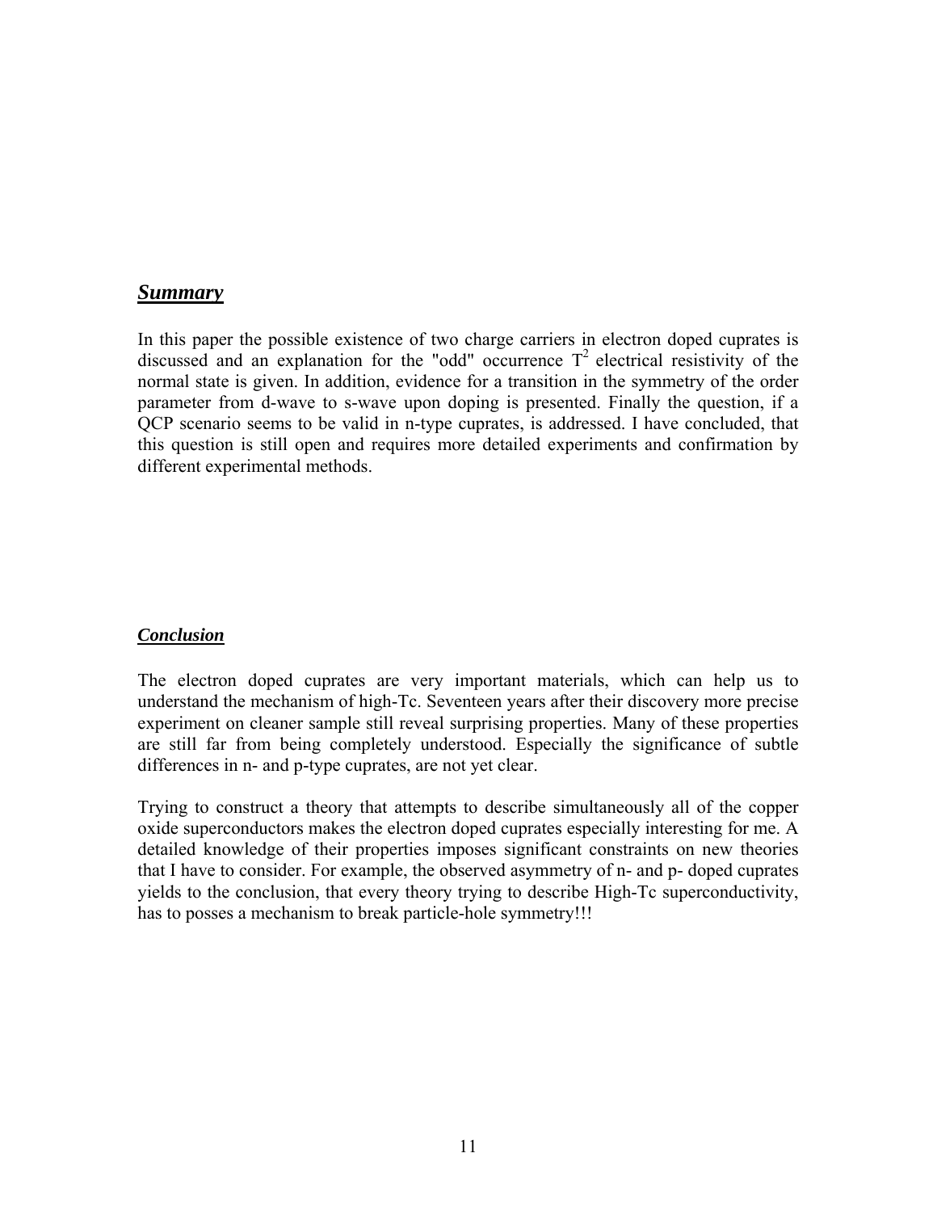## ***Summary***

In this paper the possible existence of two charge carriers in electron doped cuprates is discussed and an explanation for the "odd" occurrence $T^2$ electrical resistivity of the normal state is given. In addition, evidence for a transition in the symmetry of the order parameter from d-wave to s-wave upon doping is presented. Finally the question, if a QCP scenario seems to be valid in n-type cuprates, is addressed. I have concluded, that this question is still open and requires more detailed experiments and confirmation by different experimental methods.

### ***Conclusion***

The electron doped cuprates are very important materials, which can help us to understand the mechanism of high-Tc. Seventeen years after their discovery more precise experiment on cleaner sample still reveal surprising properties. Many of these properties are still far from being completely understood. Especially the significance of subtle differences in n- and p-type cuprates, are not yet clear.

Trying to construct a theory that attempts to describe simultaneously all of the copper oxide superconductors makes the electron doped cuprates especially interesting for me. A detailed knowledge of their properties imposes significant constraints on new theories that I have to consider. For example, the observed asymmetry of n- and p- doped cuprates yields to the conclusion, that every theory trying to describe High-Tc superconductivity, has to posses a mechanism to break particle-hole symmetry!!!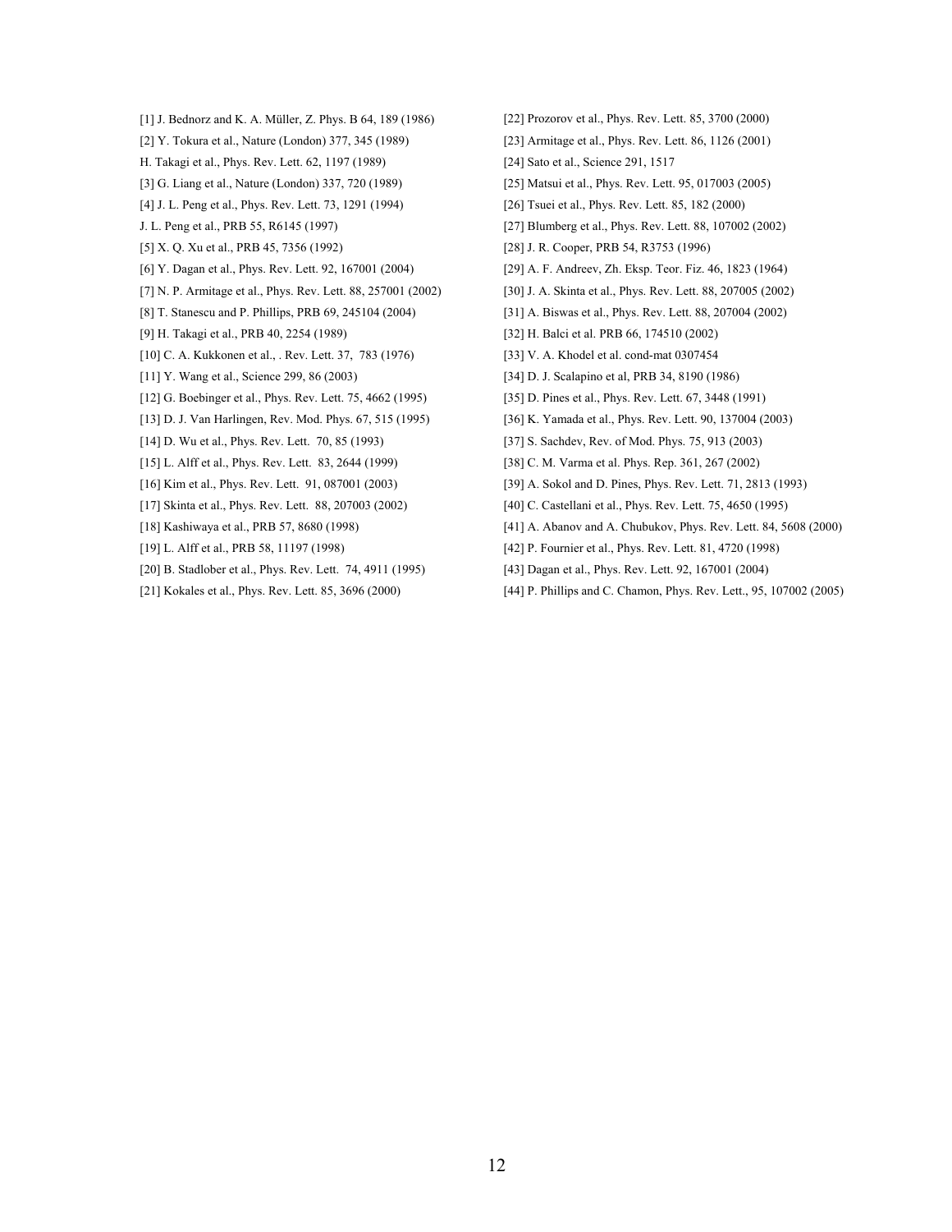[1] J. Bednorz and K. A. Müller, Z. Phys. B 64, 189 (1986)

[2] Y. Tokura et al., Nature (London) 377, 345 (1989)

H. Takagi et al., Phys. Rev. Lett. 62, 1197 (1989)

[3] G. Liang et al., Nature (London) 337, 720 (1989)

[4] J. L. Peng et al., Phys. Rev. Lett. 73, 1291 (1994)

J. L. Peng et al., PRB 55, R6145 (1997)

[5] X. Q. Xu et al., PRB 45, 7356 (1992)

[6] Y. Dagan et al., Phys. Rev. Lett. 92, 167001 (2004)

[7] N. P. Armitage et al., Phys. Rev. Lett. 88, 257001 (2002)

[8] T. Stanescu and P. Phillips, PRB 69, 245104 (2004)

[9] H. Takagi et al., PRB 40, 2254 (1989)

[10] C. A. Kukkonen et al., . Rev. Lett. 37, 783 (1976)

[11] Y. Wang et al., Science 299, 86 (2003)

[12] G. Boebinger et al., Phys. Rev. Lett. 75, 4662 (1995)

[13] D. J. Van Harlingen, Rev. Mod. Phys. 67, 515 (1995)

[14] D. Wu et al., Phys. Rev. Lett. 70, 85 (1993)

[15] L. Alff et al., Phys. Rev. Lett. 83, 2644 (1999)

[16] Kim et al., Phys. Rev. Lett. 91, 087001 (2003)

[17] Skinta et al., Phys. Rev. Lett. 88, 207003 (2002)

[18] Kashiwaya et al., PRB 57, 8680 (1998)

[19] L. Alff et al., PRB 58, 11197 (1998)

[20] B. Stadlober et al., Phys. Rev. Lett. 74, 4911 (1995)

[21] Kokales et al., Phys. Rev. Lett. 85, 3696 (2000)

[22] Prozorov et al., Phys. Rev. Lett. 85, 3700 (2000)

[23] Armitage et al., Phys. Rev. Lett. 86, 1126 (2001)

[24] Sato et al., Science 291, 1517

[25] Matsui et al., Phys. Rev. Lett. 95, 017003 (2005)

[26] Tsuei et al., Phys. Rev. Lett. 85, 182 (2000)

[27] Blumberg et al., Phys. Rev. Lett. 88, 107002 (2002)

[28] J. R. Cooper, PRB 54, R3753 (1996)

[29] A. F. Andreev, Zh. Eksp. Teor. Fiz. 46, 1823 (1964)

[30] J. A. Skinta et al., Phys. Rev. Lett. 88, 207005 (2002)

[31] A. Biswas et al., Phys. Rev. Lett. 88, 207004 (2002)

[32] H. Balci et al. PRB 66, 174510 (2002)

[33] V. A. Khodel et al. cond-mat 0307454

[34] D. J. Scalapino et al, PRB 34, 8190 (1986)

[35] D. Pines et al., Phys. Rev. Lett. 67, 3448 (1991)

[36] K. Yamada et al., Phys. Rev. Lett. 90, 137004 (2003)

[37] S. Sachdev, Rev. of Mod. Phys. 75, 913 (2003)

[38] C. M. Varma et al. Phys. Rep. 361, 267 (2002)

[39] A. Sokol and D. Pines, Phys. Rev. Lett. 71, 2813 (1993)

[40] C. Castellani et al., Phys. Rev. Lett. 75, 4650 (1995)

[41] A. Abanov and A. Chubukov, Phys. Rev. Lett. 84, 5608 (2000)

[42] P. Fournier et al., Phys. Rev. Lett. 81, 4720 (1998)

[43] Dagan et al., Phys. Rev. Lett. 92, 167001 (2004)

[44] P. Phillips and C. Chamon, Phys. Rev. Lett., 95, 107002 (2005)